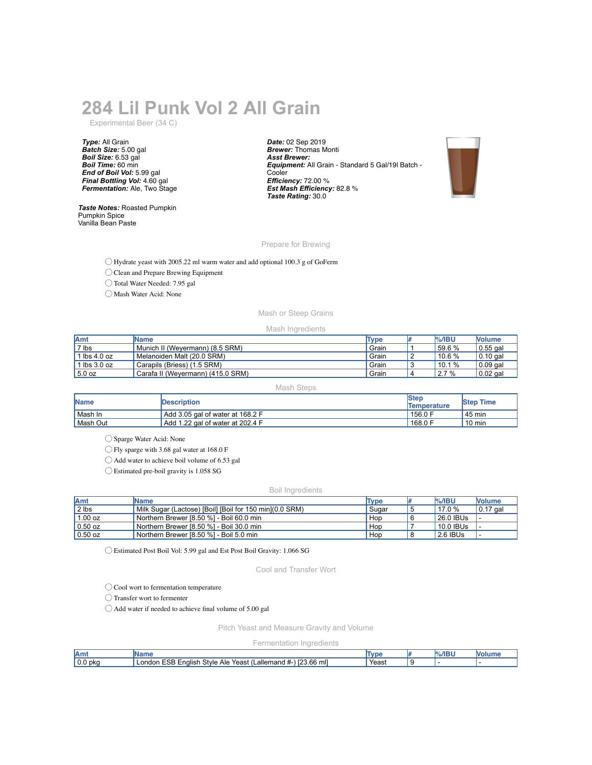# 284 Lil Punk Vol 2 All Grain

Experimental Beer (34 C)

***Type:*** All Grain
***Batch Size:*** 5.00 gal
***Boil Size:*** 6.53 gal
***Boil Time:*** 60 min
***End of Boil Vol:*** 5.99 gal
***Final Bottling Vol:*** 4.60 gal
***Fermentation:*** Ale, Two Stage

***Date:*** 02 Sep 2019
***Brewer:*** Thomas Monti
***Asst Brewer:***
***Equipment:*** All Grain - Standard 5 Gal/19l Batch - Cooler
***Efficiency:*** 72.00 %
***Est Mash Efficiency:*** 82.8 %
***Taste Rating:*** 30.0

***Taste Notes:*** Roasted Pumpkin
Pumpkin Spice
Vanilla Bean Paste

## Prepare for Brewing

- ◯ Hydrate yeast with 2005.22 ml warm water and add optional 100.3 g of GoFerm
- ◯ Clean and Prepare Brewing Equipment
- ◯ Total Water Needed: 7.95 gal
- ◯ Mash Water Acid: None

## Mash or Steep Grains

### Mash Ingredients

| Amt | Name | Type | # | %/IBU | Volume |
|---|---|---|---|---|---|
| 7 lbs | Munich II (Weyermann) (8.5 SRM) | Grain | 1 | 59.6 % | 0.55 gal |
| 1 lbs 4.0 oz | Melanoiden Malt (20.0 SRM) | Grain | 2 | 10.6 % | 0.10 gal |
| 1 lbs 3.0 oz | Carapils (Briess) (1.5 SRM) | Grain | 3 | 10.1 % | 0.09 gal |
| 5.0 oz | Carafa II (Weyermann) (415.0 SRM) | Grain | 4 | 2.7 % | 0.02 gal |

### Mash Steps

| Name | Description | Step Temperature | Step Time |
|---|---|---|---|
| Mash In | Add 3.05 gal of water at 168.2 F | 156.0 F | 45 min |
| Mash Out | Add 1.22 gal of water at 202.4 F | 168.0 F | 10 min |

- ◯ Sparge Water Acid: None
- ◯ Fly sparge with 3.68 gal water at 168.0 F
- ◯ Add water to achieve boil volume of 6.53 gal
- ◯ Estimated pre-boil gravity is 1.058 SG

### Boil Ingredients

| Amt | Name | Type | # | %/IBU | Volume |
|---|---|---|---|---|---|
| 2 lbs | Milk Sugar (Lactose) [Boil] [Boil for 150 min](0.0 SRM) | Sugar | 5 | 17.0 % | 0.17 gal |
| 1.00 oz | Northern Brewer [8.50 %] - Boil 60.0 min | Hop | 6 | 26.0 IBUs | - |
| 0.50 oz | Northern Brewer [8.50 %] - Boil 30.0 min | Hop | 7 | 10.0 IBUs | - |
| 0.50 oz | Northern Brewer [8.50 %] - Boil 5.0 min | Hop | 8 | 2.6 IBUs | - |

- ◯ Estimated Post Boil Vol: 5.99 gal and Est Post Boil Gravity: 1.066 SG

## Cool and Transfer Wort

- ◯ Cool wort to fermentation temperature
- ◯ Transfer wort to fermenter
- ◯ Add water if needed to achieve final volume of 5.00 gal

## Pitch Yeast and Measure Gravity and Volume

### Fermentation Ingredients

| Amt | Name | Type | # | %/IBU | Volume |
|---|---|---|---|---|---|
| 0.0 pkg | London ESB English Style Ale Yeast (Lallemand #-) [23.66 ml] | Yeast | 9 | - | - |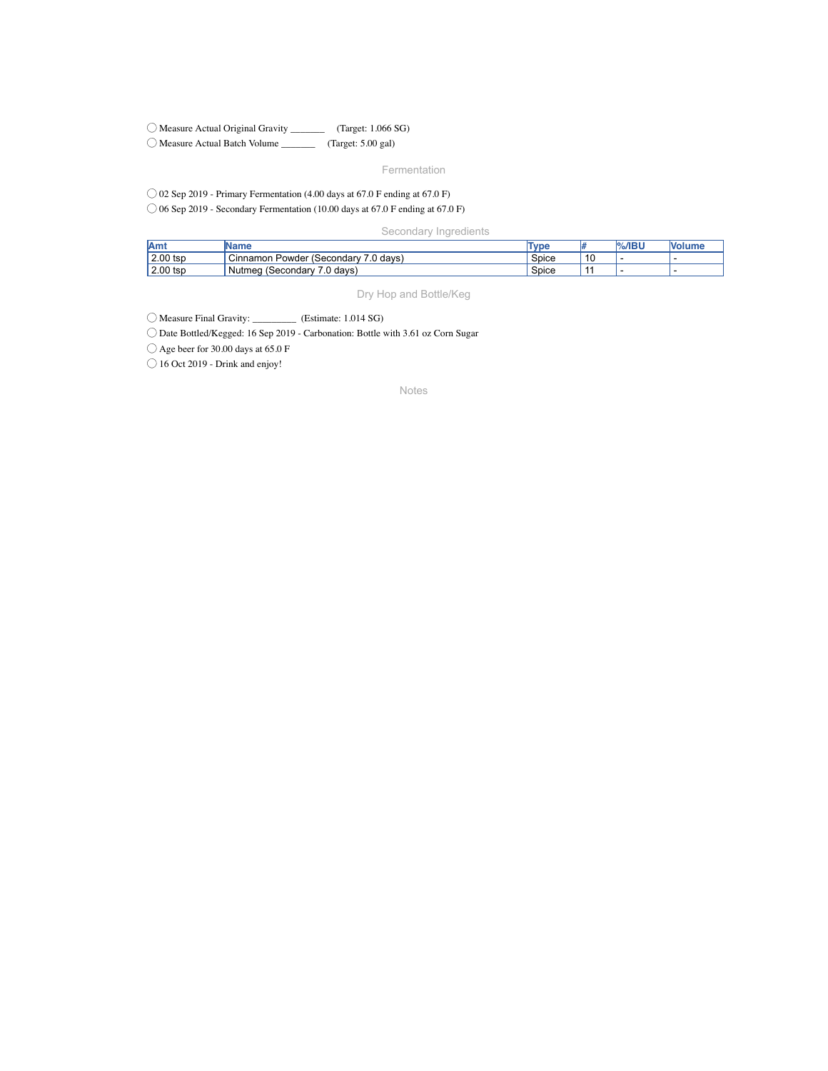◯ Measure Actual Original Gravity _______ (Target: 1.066 SG)

◯ Measure Actual Batch Volume _______ (Target: 5.00 gal)

## Fermentation

◯ 02 Sep 2019 - Primary Fermentation (4.00 days at 67.0 F ending at 67.0 F)

◯ 06 Sep 2019 - Secondary Fermentation (10.00 days at 67.0 F ending at 67.0 F)

## Secondary Ingredients

| Amt | Name | Type | # | %/IBU | Volume |
|---|---|---|---|---|---|
| 2.00 tsp | Cinnamon Powder (Secondary 7.0 days) | Spice | 10 | - | - |
| 2.00 tsp | Nutmeg (Secondary 7.0 days) | Spice | 11 | - | - |

## Dry Hop and Bottle/Keg

◯ Measure Final Gravity: _________ (Estimate: 1.014 SG)

◯ Date Bottled/Kegged: 16 Sep 2019 - Carbonation: Bottle with 3.61 oz Corn Sugar

◯ Age beer for 30.00 days at 65.0 F

◯ 16 Oct 2019 - Drink and enjoy!

## Notes